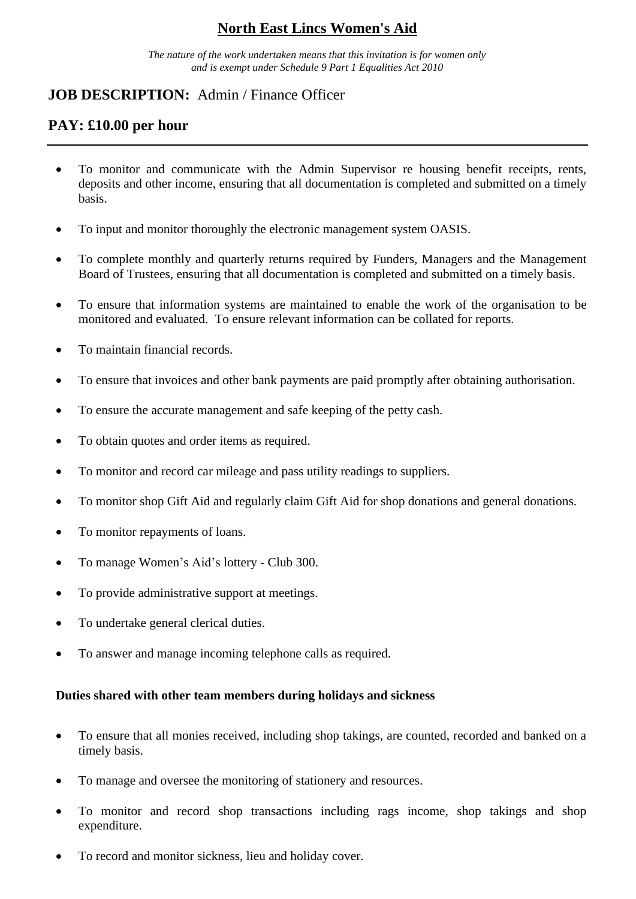# North East Lincs Women's Aid

*The nature of the work undertaken means that this invitation is for women only and is exempt under Schedule 9 Part 1 Equalities Act 2010*

## JOB DESCRIPTION: Admin / Finance Officer

## PAY: £10.00 per hour

---

- To monitor and communicate with the Admin Supervisor re housing benefit receipts, rents, deposits and other income, ensuring that all documentation is completed and submitted on a timely basis.
- To input and monitor thoroughly the electronic management system OASIS.
- To complete monthly and quarterly returns required by Funders, Managers and the Management Board of Trustees, ensuring that all documentation is completed and submitted on a timely basis.
- To ensure that information systems are maintained to enable the work of the organisation to be monitored and evaluated. To ensure relevant information can be collated for reports.
- To maintain financial records.
- To ensure that invoices and other bank payments are paid promptly after obtaining authorisation.
- To ensure the accurate management and safe keeping of the petty cash.
- To obtain quotes and order items as required.
- To monitor and record car mileage and pass utility readings to suppliers.
- To monitor shop Gift Aid and regularly claim Gift Aid for shop donations and general donations.
- To monitor repayments of loans.
- To manage Women's Aid's lottery - Club 300.
- To provide administrative support at meetings.
- To undertake general clerical duties.
- To answer and manage incoming telephone calls as required.

**Duties shared with other team members during holidays and sickness**

- To ensure that all monies received, including shop takings, are counted, recorded and banked on a timely basis.
- To manage and oversee the monitoring of stationery and resources.
- To monitor and record shop transactions including rags income, shop takings and shop expenditure.
- To record and monitor sickness, lieu and holiday cover.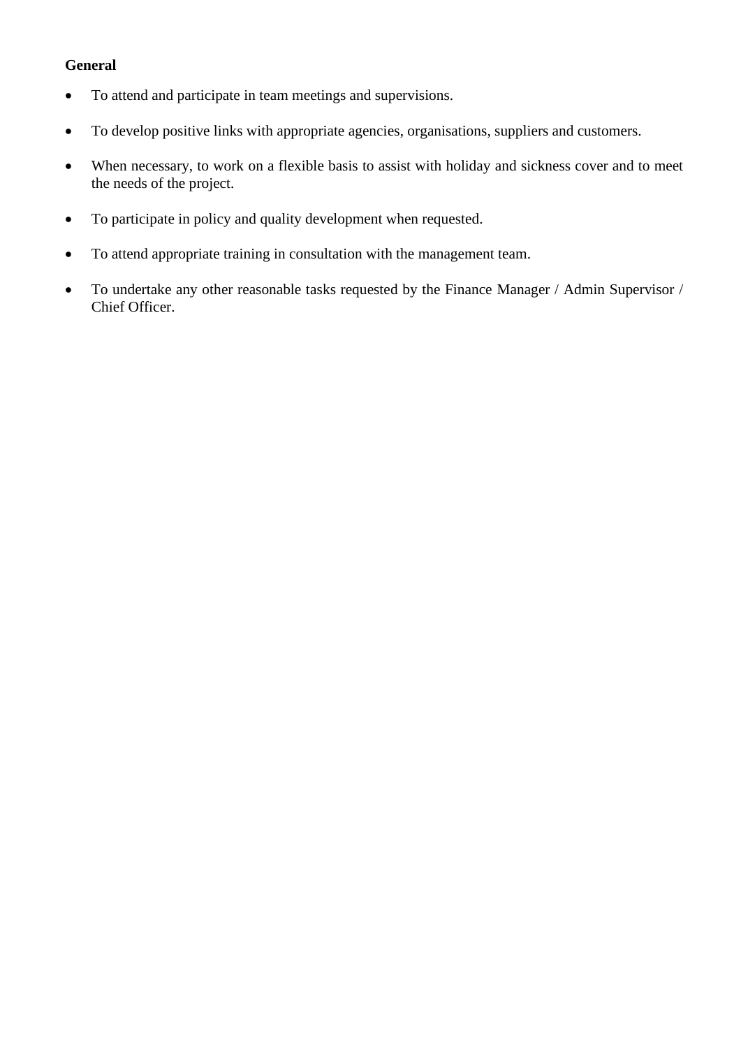**General**

- To attend and participate in team meetings and supervisions.
- To develop positive links with appropriate agencies, organisations, suppliers and customers.
- When necessary, to work on a flexible basis to assist with holiday and sickness cover and to meet the needs of the project.
- To participate in policy and quality development when requested.
- To attend appropriate training in consultation with the management team.
- To undertake any other reasonable tasks requested by the Finance Manager / Admin Supervisor / Chief Officer.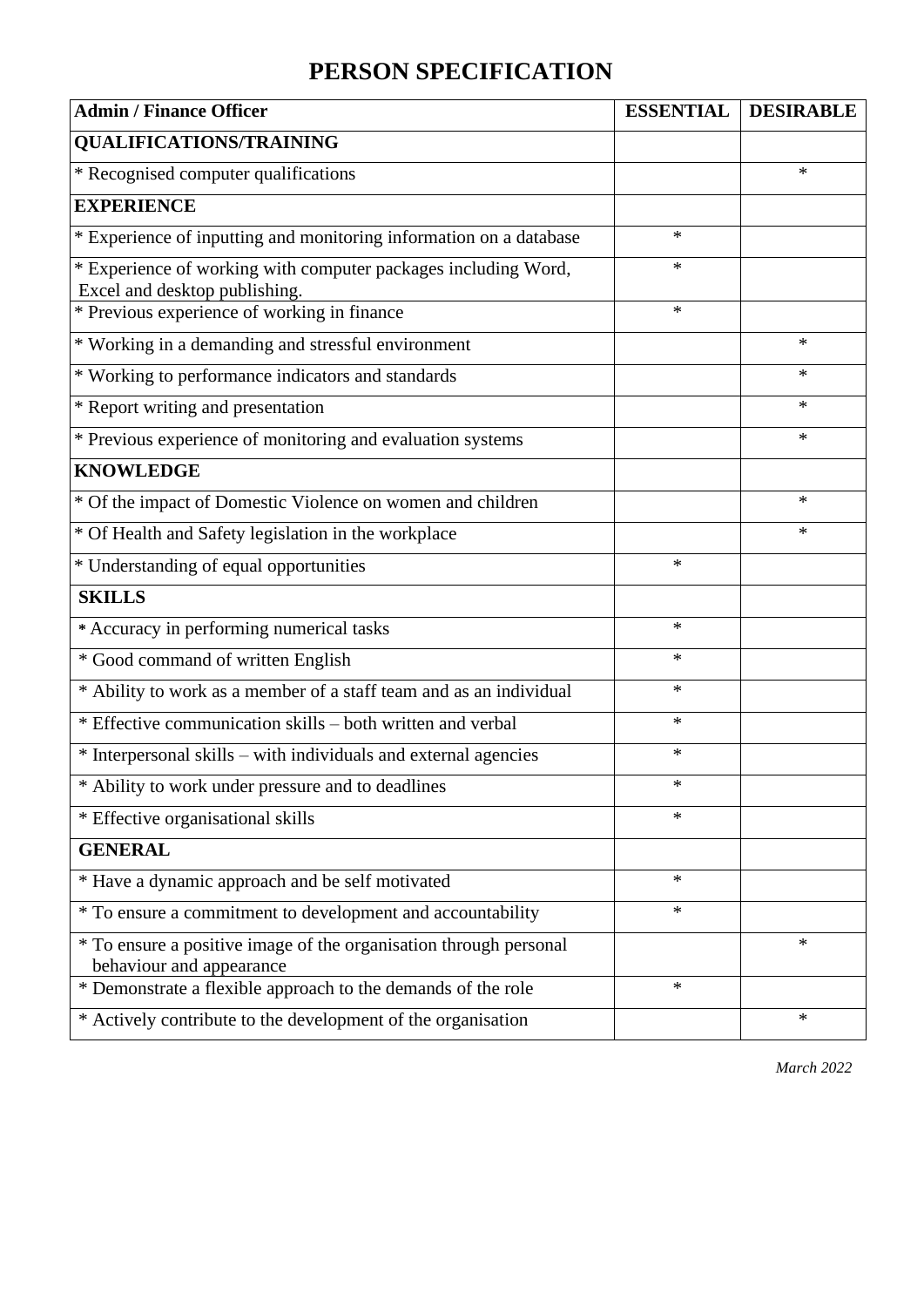# PERSON SPECIFICATION

| Admin / Finance Officer | ESSENTIAL | DESIRABLE |
|---|---|---|
| **QUALIFICATIONS/TRAINING** | | |
| * Recognised computer qualifications | | * |
| **EXPERIENCE** | | |
| * Experience of inputting and monitoring information on a database | * | |
| * Experience of working with computer packages including Word, Excel and desktop publishing. | * | |
| * Previous experience of working in finance | * | |
| * Working in a demanding and stressful environment | | * |
| * Working to performance indicators and standards | | * |
| * Report writing and presentation | | * |
| * Previous experience of monitoring and evaluation systems | | * |
| **KNOWLEDGE** | | |
| * Of the impact of Domestic Violence on women and children | | * |
| * Of Health and Safety legislation in the workplace | | * |
| * Understanding of equal opportunities | * | |
| **SKILLS** | | |
| * Accuracy in performing numerical tasks | * | |
| * Good command of written English | * | |
| * Ability to work as a member of a staff team and as an individual | * | |
| * Effective communication skills – both written and verbal | * | |
| * Interpersonal skills – with individuals and external agencies | * | |
| * Ability to work under pressure and to deadlines | * | |
| * Effective organisational skills | * | |
| **GENERAL** | | |
| * Have a dynamic approach and be self motivated | * | |
| * To ensure a commitment to development and accountability | * | |
| * To ensure a positive image of the organisation through personal behaviour and appearance | | * |
| * Demonstrate a flexible approach to the demands of the role | * | |
| * Actively contribute to the development of the organisation | | * |

*March 2022*